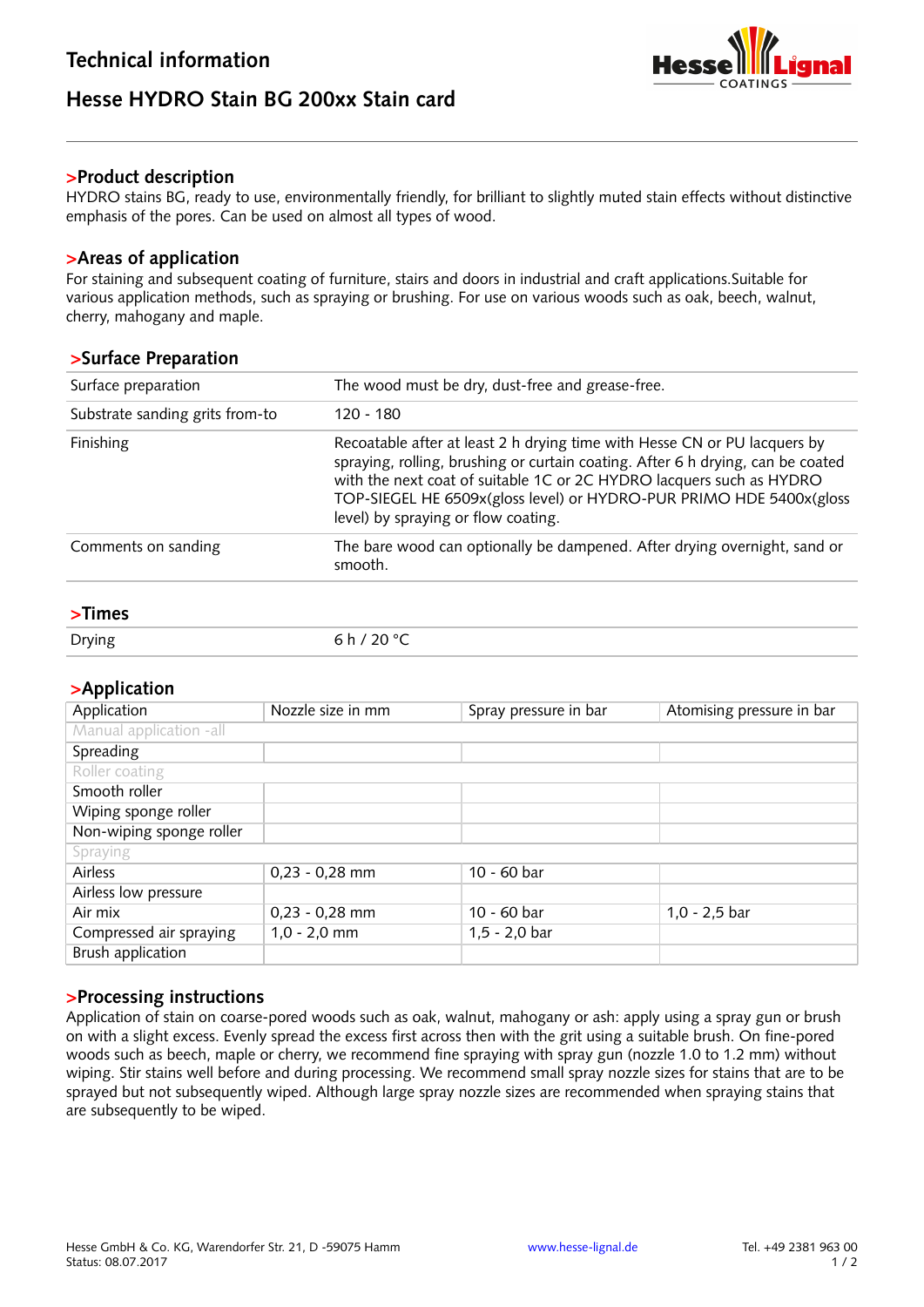# Technical information

## Hesse HYDRO Stain BG 200xx Stain card

### >Product description

HYDRO stains BG, ready to use, environmentally friendly, for brilliant to slightly muted stain effects without distinctive emphasis of the pores. Can be used on almost all types of wood.

### >Areas of application

For staining and subsequent coating of furniture, stairs and doors in industrial and craft applications.Suitable for various application methods, such as spraying or brushing. For use on various woods such as oak, beech, walnut, cherry, mahogany and maple.

### >Surface Preparation

| | |
|---|---|
| Surface preparation | The wood must be dry, dust-free and grease-free. |
| Substrate sanding grits from-to | 120 - 180 |
| Finishing | Recoatable after at least 2 h drying time with Hesse CN or PU lacquers by spraying, rolling, brushing or curtain coating. After 6 h drying, can be coated with the next coat of suitable 1C or 2C HYDRO lacquers such as HYDRO TOP-SIEGEL HE 6509x(gloss level) or HYDRO-PUR PRIMO HDE 5400x(gloss level) by spraying or flow coating. |
| Comments on sanding | The bare wood can optionally be dampened. After drying overnight, sand or smooth. |

### >Times

| | |
|---|---|
| Drying | 6 h / 20 °C |

### >Application

| Application | Nozzle size in mm | Spray pressure in bar | Atomising pressure in bar |
|---|---|---|---|
| Manual application -all | | | |
| Spreading | | | |
| Roller coating | | | |
| Smooth roller | | | |
| Wiping sponge roller | | | |
| Non-wiping sponge roller | | | |
| Spraying | | | |
| Airless | 0,23 - 0,28 mm | 10 - 60 bar | |
| Airless low pressure | | | |
| Air mix | 0,23 - 0,28 mm | 10 - 60 bar | 1,0 - 2,5 bar |
| Compressed air spraying | 1,0 - 2,0 mm | 1,5 - 2,0 bar | |
| Brush application | | | |

### >Processing instructions

Application of stain on coarse-pored woods such as oak, walnut, mahogany or ash: apply using a spray gun or brush on with a slight excess. Evenly spread the excess first across then with the grit using a suitable brush. On fine-pored woods such as beech, maple or cherry, we recommend fine spraying with spray gun (nozzle 1.0 to 1.2 mm) without wiping. Stir stains well before and during processing. We recommend small spray nozzle sizes for stains that are to be sprayed but not subsequently wiped. Although large spray nozzle sizes are recommended when spraying stains that are subsequently to be wiped.

Hesse GmbH & Co. KG, Warendorfer Str. 21, D -59075 Hamm
Status: 08.07.2017

www.hesse-lignal.de

Tel. +49 2381 963 00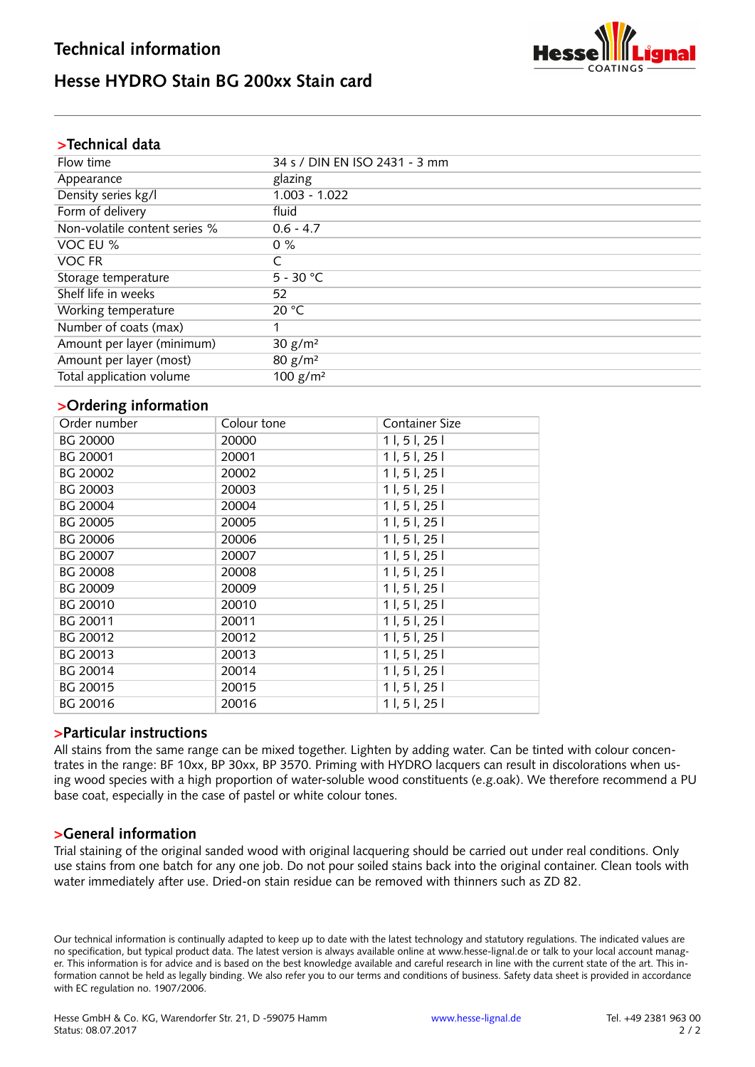# Technical information

## Hesse HYDRO Stain BG 200xx Stain card

### >Technical data

| | |
|---|---|
| Flow time | 34 s / DIN EN ISO 2431 - 3 mm |
| Appearance | glazing |
| Density series kg/l | 1.003 - 1.022 |
| Form of delivery | fluid |
| Non-volatile content series % | 0.6 - 4.7 |
| VOC EU % | 0 % |
| VOC FR | C |
| Storage temperature | 5 - 30 °C |
| Shelf life in weeks | 52 |
| Working temperature | 20 °C |
| Number of coats (max) | 1 |
| Amount per layer (minimum) | 30 g/m² |
| Amount per layer (most) | 80 g/m² |
| Total application volume | 100 g/m² |

### >Ordering information

| Order number | Colour tone | Container Size |
|---|---|---|
| BG 20000 | 20000 | 1 l, 5 l, 25 l |
| BG 20001 | 20001 | 1 l, 5 l, 25 l |
| BG 20002 | 20002 | 1 l, 5 l, 25 l |
| BG 20003 | 20003 | 1 l, 5 l, 25 l |
| BG 20004 | 20004 | 1 l, 5 l, 25 l |
| BG 20005 | 20005 | 1 l, 5 l, 25 l |
| BG 20006 | 20006 | 1 l, 5 l, 25 l |
| BG 20007 | 20007 | 1 l, 5 l, 25 l |
| BG 20008 | 20008 | 1 l, 5 l, 25 l |
| BG 20009 | 20009 | 1 l, 5 l, 25 l |
| BG 20010 | 20010 | 1 l, 5 l, 25 l |
| BG 20011 | 20011 | 1 l, 5 l, 25 l |
| BG 20012 | 20012 | 1 l, 5 l, 25 l |
| BG 20013 | 20013 | 1 l, 5 l, 25 l |
| BG 20014 | 20014 | 1 l, 5 l, 25 l |
| BG 20015 | 20015 | 1 l, 5 l, 25 l |
| BG 20016 | 20016 | 1 l, 5 l, 25 l |

### >Particular instructions

All stains from the same range can be mixed together. Lighten by adding water. Can be tinted with colour concentrates in the range: BF 10xx, BP 30xx, BP 3570. Priming with HYDRO lacquers can result in discolorations when using wood species with a high proportion of water-soluble wood constituents (e.g.oak). We therefore recommend a PU base coat, especially in the case of pastel or white colour tones.

### >General information

Trial staining of the original sanded wood with original lacquering should be carried out under real conditions. Only use stains from one batch for any one job. Do not pour soiled stains back into the original container. Clean tools with water immediately after use. Dried-on stain residue can be removed with thinners such as ZD 82.

Our technical information is continually adapted to keep up to date with the latest technology and statutory regulations. The indicated values are no specification, but typical product data. The latest version is always available online at www.hesse-lignal.de or talk to your local account manager. This information is for advice and is based on the best knowledge available and careful research in line with the current state of the art. This information cannot be held as legally binding. We also refer you to our terms and conditions of business. Safety data sheet is provided in accordance with EC regulation no. 1907/2006.

Hesse GmbH & Co. KG, Warendorfer Str. 21, D -59075 Hamm
Status: 08.07.2017
www.hesse-lignal.de
Tel. +49 2381 963 00